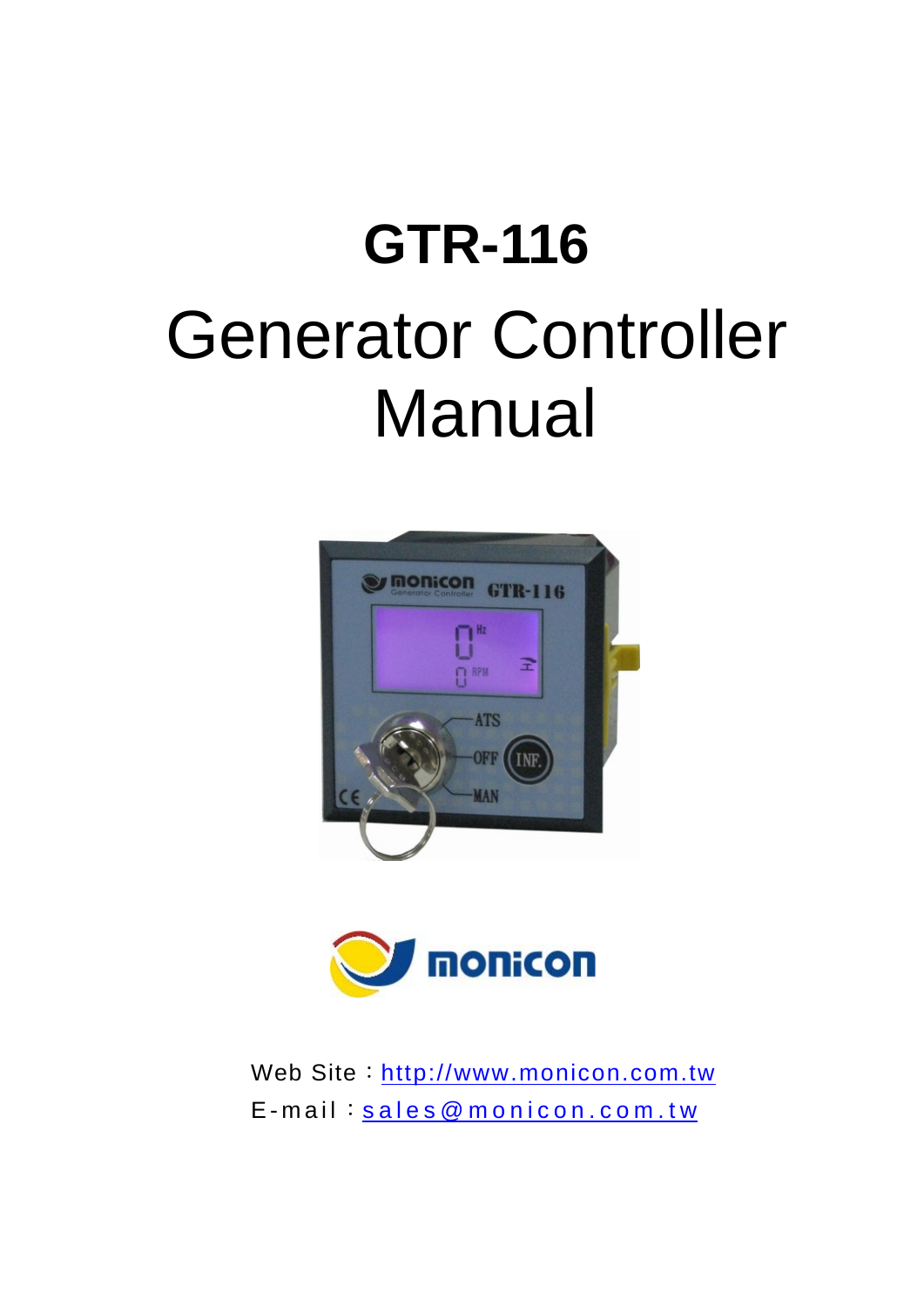# GTR-116

# Generator Controller Manual

Web Site：http://www.monicon.com.tw

E-mail：sales@monicon.com.tw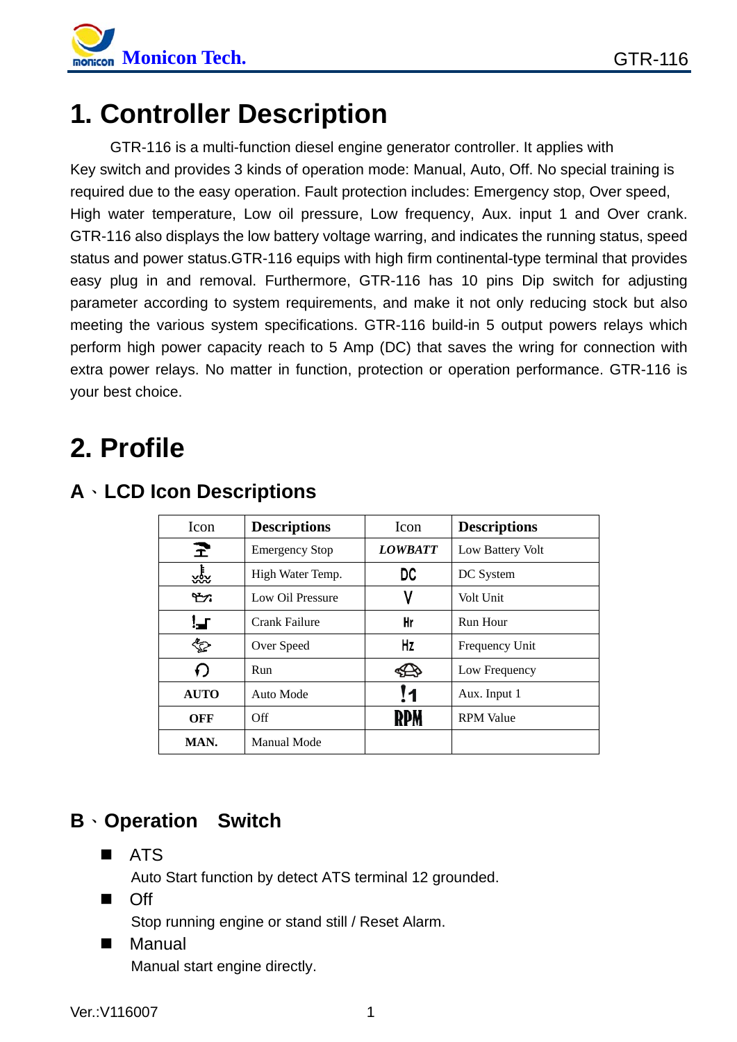// Monicon Tech.

# 1. Controller Description

GTR-116 is a multi-function diesel engine generator controller. It applies with Key switch and provides 3 kinds of operation mode: Manual, Auto, Off. No special training is required due to the easy operation. Fault protection includes: Emergency stop, Over speed, High water temperature, Low oil pressure, Low frequency, Aux. input 1 and Over crank. GTR-116 also displays the low battery voltage warring, and indicates the running status, speed status and power status.GTR-116 equips with high firm continental-type terminal that provides easy plug in and removal. Furthermore, GTR-116 has 10 pins Dip switch for adjusting parameter according to system requirements, and make it not only reducing stock but also meeting the various system specifications. GTR-116 build-in 5 output powers relays which perform high power capacity reach to 5 Amp (DC) that saves the wring for connection with extra power relays. No matter in function, protection or operation performance. GTR-116 is your best choice.

# 2. Profile

## A、LCD Icon Descriptions

| Icon | **Descriptions** | Icon | **Descriptions** |
|---|---|---|---|
| (icon) | Emergency Stop | ***LOWBATT*** | Low Battery Volt |
| (icon) | High Water Temp. | DC | DC System |
| (icon) | Low Oil Pressure | V | Volt Unit |
| (icon) | Crank Failure | Hr | Run Hour |
| (icon) | Over Speed | Hz | Frequency Unit |
| (icon) | Run | (icon) | Low Frequency |
| **AUTO** | Auto Mode | !1 | Aux. Input 1 |
| **OFF** | Off | RPM | RPM Value |
| **MAN.** | Manual Mode | | |

## B、Operation Switch

- **ATS**

  Auto Start function by detect ATS terminal 12 grounded.

- **Off**

  Stop running engine or stand still / Reset Alarm.

- **Manual**

  Manual start engine directly.

Ver.:V116007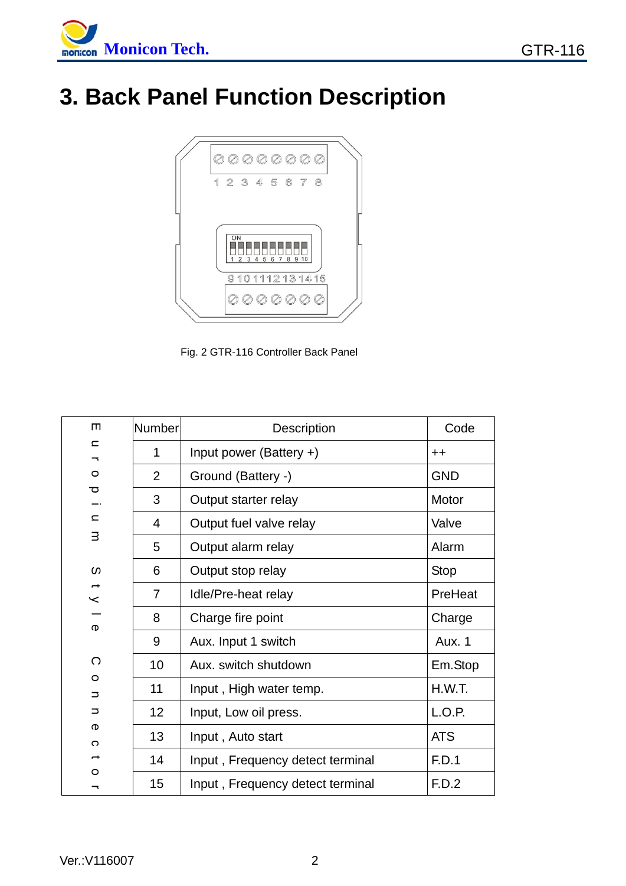# 3. Back Panel Function Description

Fig. 2 GTR-116 Controller Back Panel

| European Style Connector | Number | Description | Code |
|---|---|---|---|
| | 1 | Input power (Battery +) | ++ |
| | 2 | Ground (Battery -) | GND |
| | 3 | Output starter relay | Motor |
| | 4 | Output fuel valve relay | Valve |
| | 5 | Output alarm relay | Alarm |
| | 6 | Output stop relay | Stop |
| | 7 | Idle/Pre-heat relay | PreHeat |
| | 8 | Charge fire point | Charge |
| | 9 | Aux. Input 1 switch | Aux. 1 |
| | 10 | Aux. switch shutdown | Em.Stop |
| | 11 | Input , High water temp. | H.W.T. |
| | 12 | Input, Low oil press. | L.O.P. |
| | 13 | Input , Auto start | ATS |
| | 14 | Input , Frequency detect terminal | F.D.1 |
| | 15 | Input , Frequency detect terminal | F.D.2 |

Ver.:V116007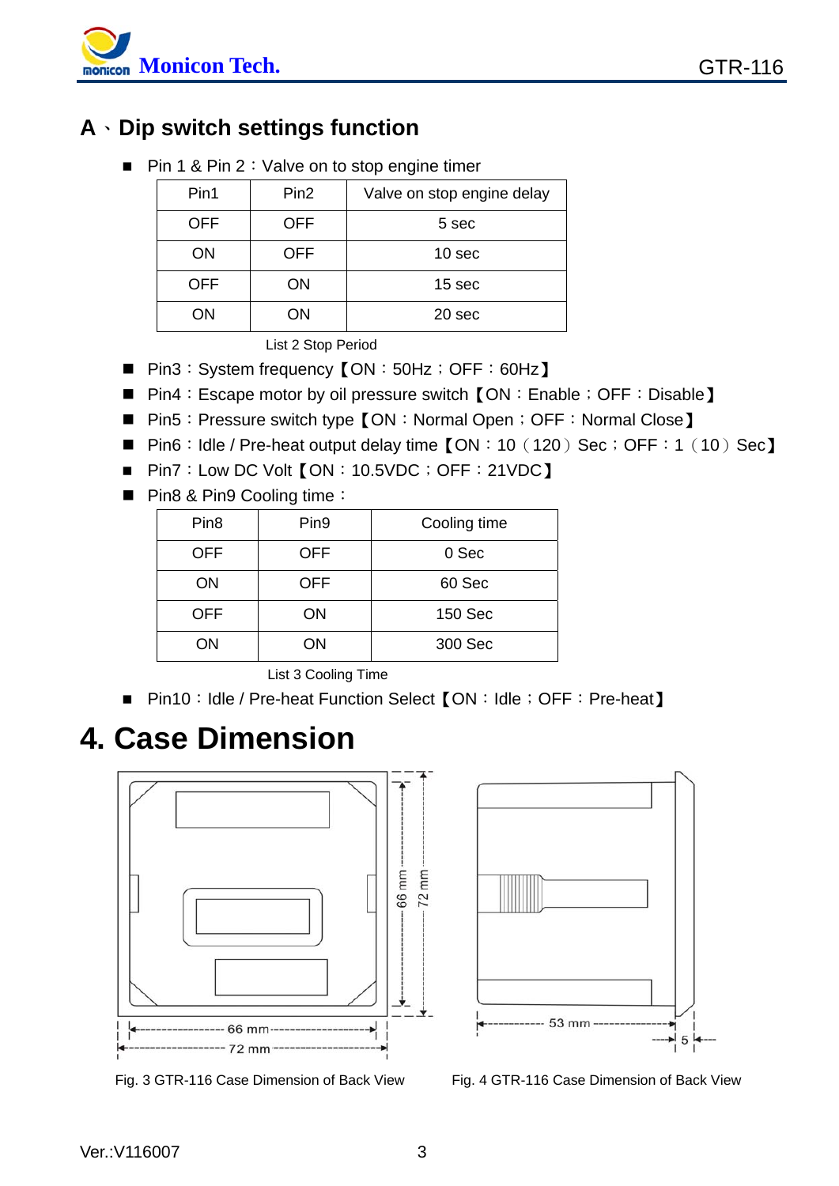## A、Dip switch settings function

- Pin 1 & Pin 2：Valve on to stop engine timer

| Pin1 | Pin2 | Valve on stop engine delay |
|---|---|---|
| OFF | OFF | 5 sec |
| ON | OFF | 10 sec |
| OFF | ON | 15 sec |
| ON | ON | 20 sec |

List 2 Stop Period

- Pin3：System frequency【ON：50Hz；OFF：60Hz】
- Pin4：Escape motor by oil pressure switch【ON：Enable；OFF：Disable】
- Pin5：Pressure switch type【ON：Normal Open；OFF：Normal Close】
- Pin6：Idle / Pre-heat output delay time【ON：10（120）Sec；OFF：1（10）Sec】
- Pin7：Low DC Volt【ON：10.5VDC；OFF：21VDC】
- Pin8 & Pin9 Cooling time：

| Pin8 | Pin9 | Cooling time |
|---|---|---|
| OFF | OFF | 0 Sec |
| ON | OFF | 60 Sec |
| OFF | ON | 150 Sec |
| ON | ON | 300 Sec |

List 3 Cooling Time

- Pin10：Idle / Pre-heat Function Select【ON：Idle；OFF：Pre-heat】

# 4. Case Dimension

66 mm
72 mm
66 mm
72 mm

Fig. 3 GTR-116 Case Dimension of Back View

53 mm
5

Fig. 4 GTR-116 Case Dimension of Back View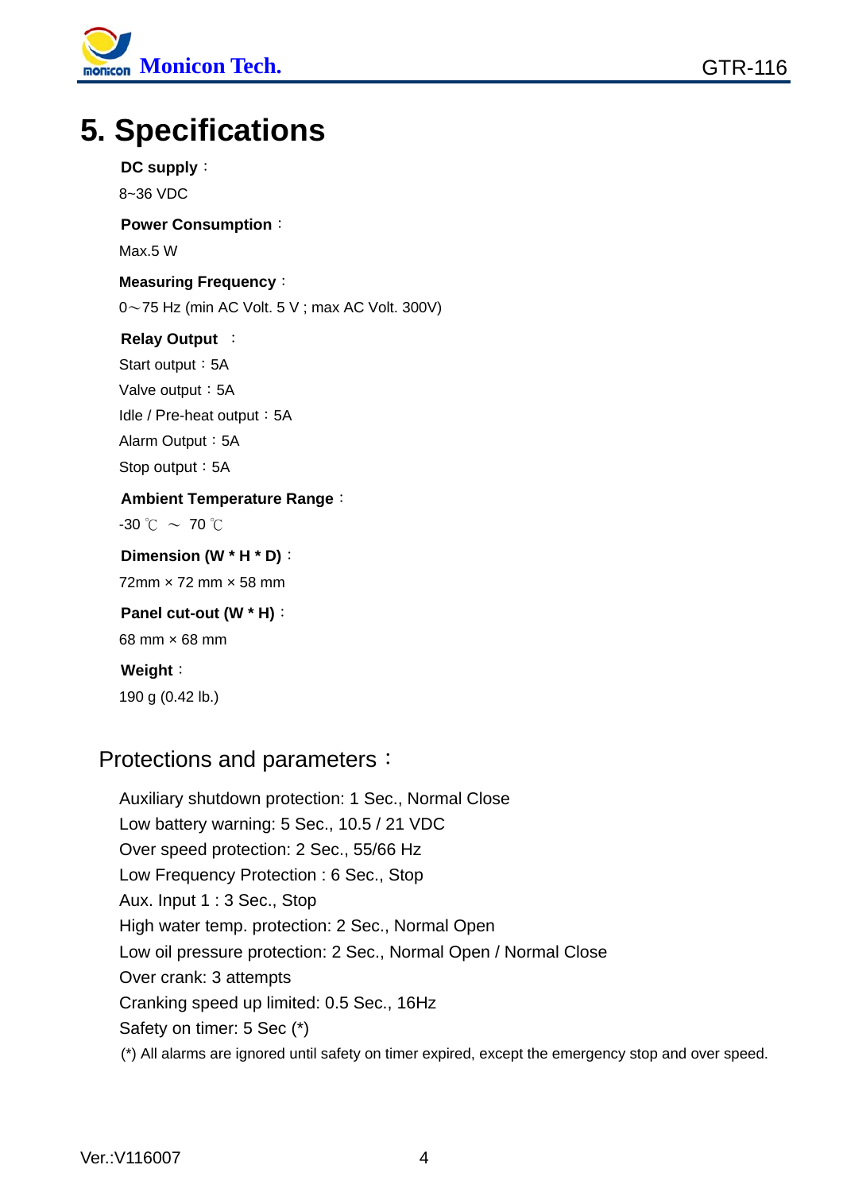# 5. Specifications

**DC supply**：

8~36 VDC

**Power Consumption**：

Max.5 W

**Measuring Frequency**：

0～75 Hz (min AC Volt. 5 V ; max AC Volt. 300V)

**Relay Output** ：

Start output：5A

Valve output：5A

Idle / Pre-heat output：5A

Alarm Output：5A

Stop output：5A

**Ambient Temperature Range**：

-30 ℃ ～ 70 ℃

**Dimension (W * H * D)**：

72mm × 72 mm × 58 mm

**Panel cut-out (W * H)**：

68 mm × 68 mm

**Weight**：

190 g (0.42 lb.)

## Protections and parameters：

Auxiliary shutdown protection: 1 Sec., Normal Close
Low battery warning: 5 Sec., 10.5 / 21 VDC
Over speed protection: 2 Sec., 55/66 Hz
Low Frequency Protection : 6 Sec., Stop
Aux. Input 1 : 3 Sec., Stop
High water temp. protection: 2 Sec., Normal Open
Low oil pressure protection: 2 Sec., Normal Open / Normal Close
Over crank: 3 attempts
Cranking speed up limited: 0.5 Sec., 16Hz
Safety on timer: 5 Sec (*)

(*) All alarms are ignored until safety on timer expired, except the emergency stop and over speed.

Ver.:V116007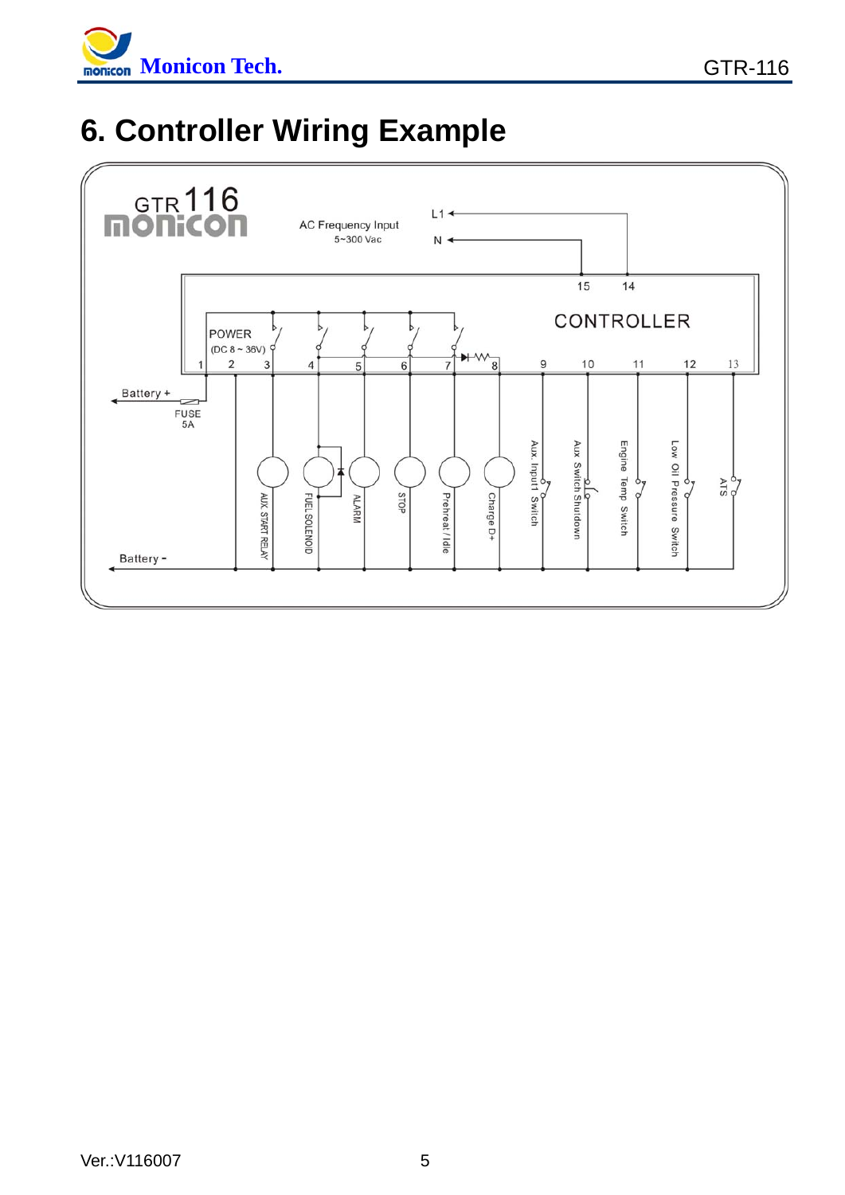# 6. Controller Wiring Example

GTR 116
monicon

AC Frequency Input
5~300 Vac

L1
N

15
14

CONTROLLER

POWER
(DC 8 ~ 36V)

1
2
3
4
5
6
7
8
9
10
11
12
13

Battery +
FUSE
5A

AUX START RELAY
FUELSOLENOID
ALARM
STOP
Preheat / Idle
Charge D+
Aux. Input1 Switch
Aux Switch Shutdown
Engine Temp Switch
Low Oil Pressure Switch
ATS

Battery -